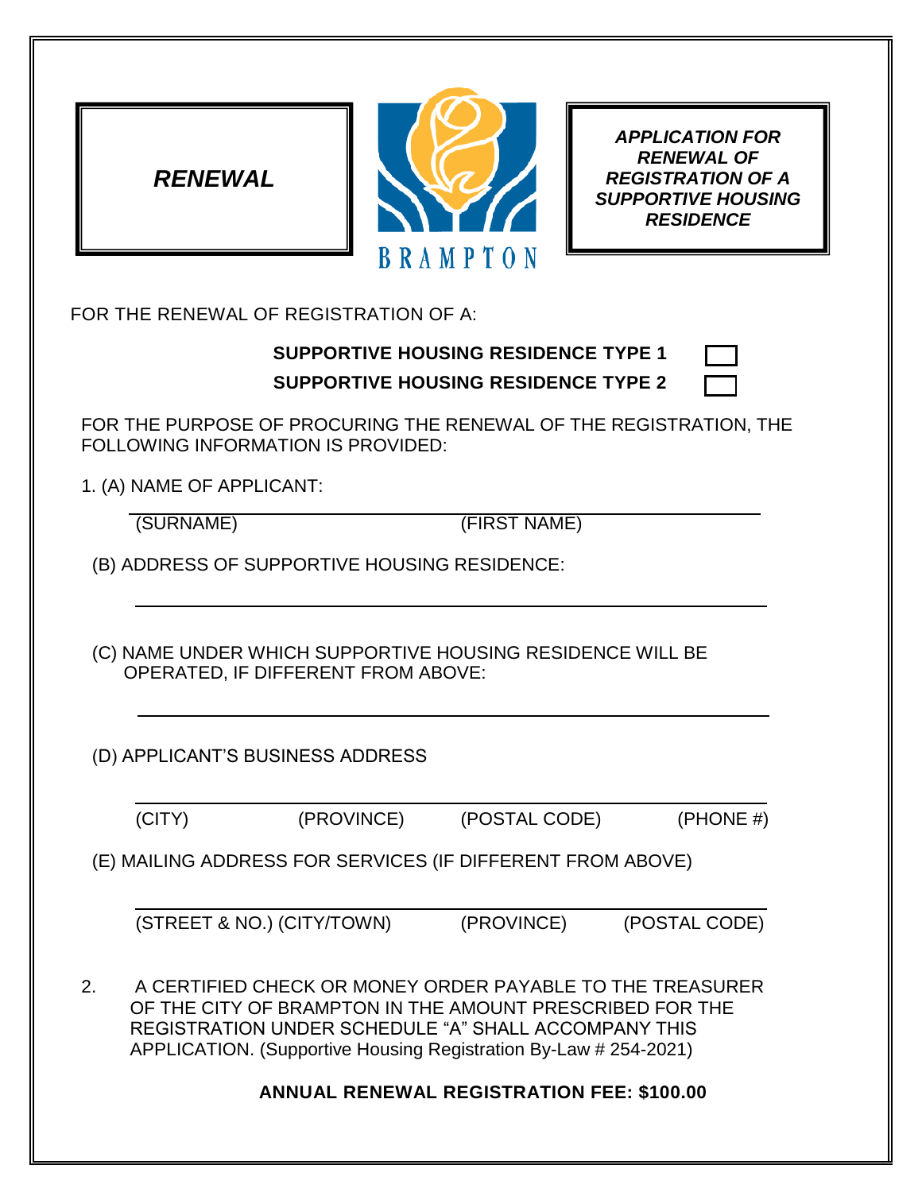***RENEWAL***

BRAMPTON

***APPLICATION FOR RENEWAL OF REGISTRATION OF A SUPPORTIVE HOUSING RESIDENCE***

FOR THE RENEWAL OF REGISTRATION OF A:

**SUPPORTIVE HOUSING RESIDENCE TYPE 1** ☐

**SUPPORTIVE HOUSING RESIDENCE TYPE 2** ☐

FOR THE PURPOSE OF PROCURING THE RENEWAL OF THE REGISTRATION, THE FOLLOWING INFORMATION IS PROVIDED:

1. (A) NAME OF APPLICANT:

   ______________________________________________

   (SURNAME)                (FIRST NAME)

   (B) ADDRESS OF SUPPORTIVE HOUSING RESIDENCE:

   ______________________________________________

   (C) NAME UNDER WHICH SUPPORTIVE HOUSING RESIDENCE WILL BE OPERATED, IF DIFFERENT FROM ABOVE:

   ______________________________________________

   (D) APPLICANT'S BUSINESS ADDRESS

   ______________________________________________

   (CITY)     (PROVINCE)     (POSTAL CODE)     (PHONE #)

   (E) MAILING ADDRESS FOR SERVICES (IF DIFFERENT FROM ABOVE)

   ______________________________________________

   (STREET & NO.) (CITY/TOWN)     (PROVINCE)     (POSTAL CODE)

2. A CERTIFIED CHECK OR MONEY ORDER PAYABLE TO THE TREASURER OF THE CITY OF BRAMPTON IN THE AMOUNT PRESCRIBED FOR THE REGISTRATION UNDER SCHEDULE "A" SHALL ACCOMPANY THIS APPLICATION. (Supportive Housing Registration By-Law # 254-2021)

**ANNUAL RENEWAL REGISTRATION FEE: $100.00**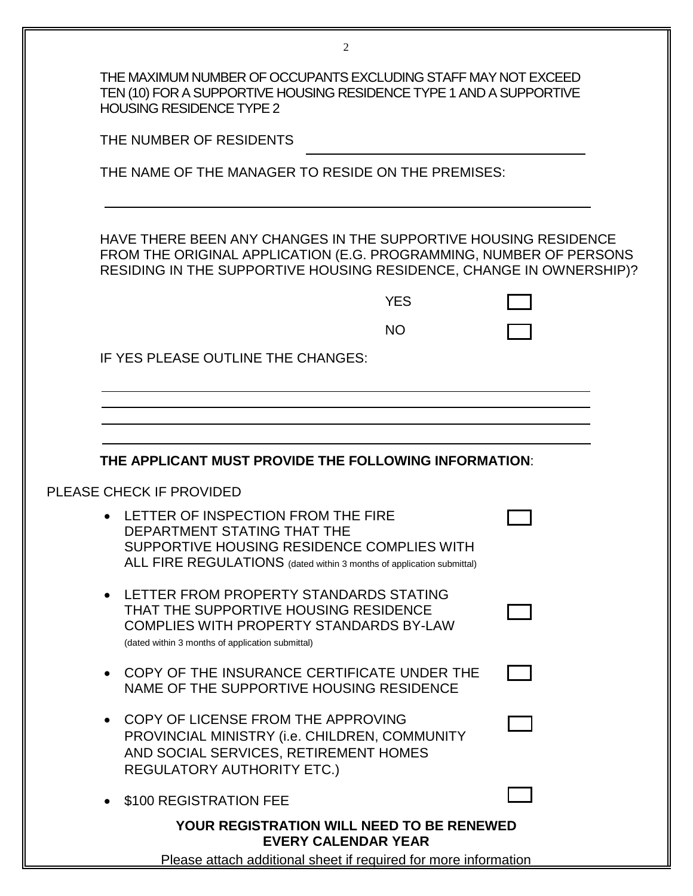THE MAXIMUM NUMBER OF OCCUPANTS EXCLUDING STAFF MAY NOT EXCEED TEN (10) FOR A SUPPORTIVE HOUSING RESIDENCE TYPE 1 AND A SUPPORTIVE HOUSING RESIDENCE TYPE 2

THE NUMBER OF RESIDENTS \_\_\_\_\_\_\_\_\_\_\_\_\_\_\_\_\_\_\_\_\_\_\_\_\_\_\_\_\_\_

THE NAME OF THE MANAGER TO RESIDE ON THE PREMISES:

\_\_\_\_\_\_\_\_\_\_\_\_\_\_\_\_\_\_\_\_\_\_\_\_\_\_\_\_\_\_\_\_\_\_\_\_\_\_\_\_\_\_\_\_\_\_\_\_

HAVE THERE BEEN ANY CHANGES IN THE SUPPORTIVE HOUSING RESIDENCE FROM THE ORIGINAL APPLICATION (E.G. PROGRAMMING, NUMBER OF PERSONS RESIDING IN THE SUPPORTIVE HOUSING RESIDENCE, CHANGE IN OWNERSHIP)?

YES ☐

NO ☐

IF YES PLEASE OUTLINE THE CHANGES:

\_\_\_\_\_\_\_\_\_\_\_\_\_\_\_\_\_\_\_\_\_\_\_\_\_\_\_\_\_\_\_\_\_\_\_\_\_\_\_\_\_\_\_\_\_\_\_\_

\_\_\_\_\_\_\_\_\_\_\_\_\_\_\_\_\_\_\_\_\_\_\_\_\_\_\_\_\_\_\_\_\_\_\_\_\_\_\_\_\_\_\_\_\_\_\_\_

\_\_\_\_\_\_\_\_\_\_\_\_\_\_\_\_\_\_\_\_\_\_\_\_\_\_\_\_\_\_\_\_\_\_\_\_\_\_\_\_\_\_\_\_\_\_\_\_

\_\_\_\_\_\_\_\_\_\_\_\_\_\_\_\_\_\_\_\_\_\_\_\_\_\_\_\_\_\_\_\_\_\_\_\_\_\_\_\_\_\_\_\_\_\_\_\_

**THE APPLICANT MUST PROVIDE THE FOLLOWING INFORMATION**:

PLEASE CHECK IF PROVIDED

- LETTER OF INSPECTION FROM THE FIRE DEPARTMENT STATING THAT THE SUPPORTIVE HOUSING RESIDENCE COMPLIES WITH ALL FIRE REGULATIONS (dated within 3 months of application submittal) ☐
- LETTER FROM PROPERTY STANDARDS STATING THAT THE SUPPORTIVE HOUSING RESIDENCE COMPLIES WITH PROPERTY STANDARDS BY-LAW (dated within 3 months of application submittal) ☐
- COPY OF THE INSURANCE CERTIFICATE UNDER THE NAME OF THE SUPPORTIVE HOUSING RESIDENCE ☐
- COPY OF LICENSE FROM THE APPROVING PROVINCIAL MINISTRY (i.e. CHILDREN, COMMUNITY AND SOCIAL SERVICES, RETIREMENT HOMES REGULATORY AUTHORITY ETC.) ☐
- $100 REGISTRATION FEE ☐

**YOUR REGISTRATION WILL NEED TO BE RENEWED EVERY CALENDAR YEAR**

Please attach additional sheet if required for more information